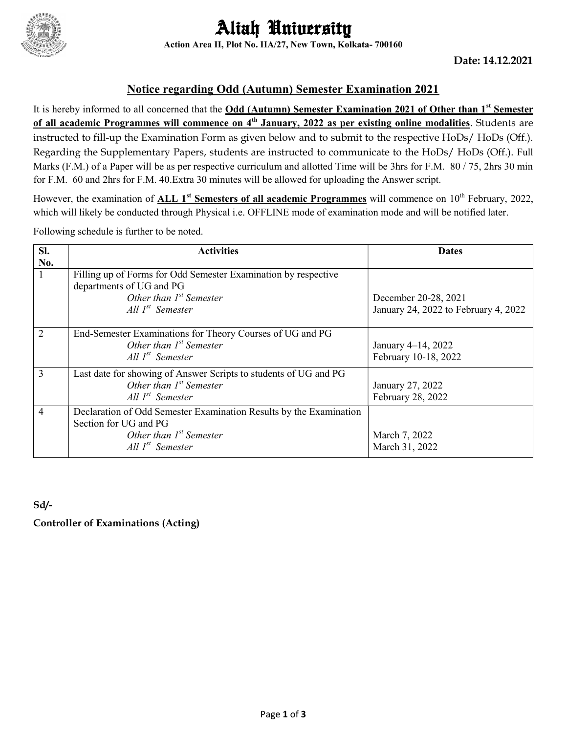# Aliah University

**Action Area II, Plot No. IIA/27, New Town, Kolkata- 700160**

**Date: 14.12.2021**

## Notice regarding Odd (Autumn) Semester Examination 2021

It is hereby informed to all concerned that the **Odd (Autumn) Semester Examination 2021 of Other than 1st Semester of all academic Programmes will commence on 4th January, 2022 as per existing online modalities**. Students are instructed to fill-up the Examination Form as given below and to submit to the respective HoDs/ HoDs (Off.). Regarding the Supplementary Papers, students are instructed to communicate to the HoDs/ HoDs (Off.). Full Marks (F.M.) of a Paper will be as per respective curriculum and allotted Time will be 3hrs for F.M. 80 / 75, 2hrs 30 min for F.M. 60 and 2hrs for F.M. 40.Extra 30 minutes will be allowed for uploading the Answer script.

However, the examination of **ALL 1st Semesters of all academic Programmes** will commence on 10th February, 2022, which will likely be conducted through Physical i.e. OFFLINE mode of examination mode and will be notified later.

Following schedule is further to be noted.

| Sl. No. | Activities | Dates |
|---|---|---|
| 1 | Filling up of Forms for Odd Semester Examination by respective departments of UG and PG<br>*Other than 1st Semester*<br>*All 1st Semester* | <br>December 20-28, 2021<br>January 24, 2022 to February 4, 2022 |
| 2 | End-Semester Examinations for Theory Courses of UG and PG<br>*Other than 1st Semester*<br>*All 1st Semester* | <br>January 4–14, 2022<br>February 10-18, 2022 |
| 3 | Last date for showing of Answer Scripts to students of UG and PG<br>*Other than 1st Semester*<br>*All 1st Semester* | <br>January 27, 2022<br>February 28, 2022 |
| 4 | Declaration of Odd Semester Examination Results by the Examination Section for UG and PG<br>*Other than 1st Semester*<br>*All 1st Semester* | <br>March 7, 2022<br>March 31, 2022 |

**Sd/-**

**Controller of Examinations (Acting)**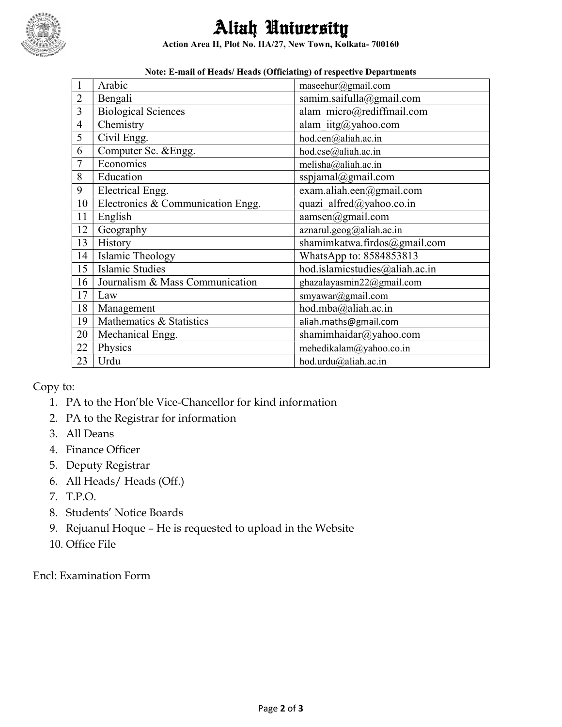# Aliah University

**Action Area II, Plot No. IIA/27, New Town, Kolkata- 700160**

**Note: E-mail of Heads/ Heads (Officiating) of respective Departments**

| | | |
|---|---|---|
| 1 | Arabic | maseehur@gmail.com |
| 2 | Bengali | samim.saifulla@gmail.com |
| 3 | Biological Sciences | alam_micro@rediffmail.com |
| 4 | Chemistry | alam_iitg@yahoo.com |
| 5 | Civil Engg. | hod.cen@aliah.ac.in |
| 6 | Computer Sc. &Engg. | hod.cse@aliah.ac.in |
| 7 | Economics | melisha@aliah.ac.in |
| 8 | Education | sspjamal@gmail.com |
| 9 | Electrical Engg. | exam.aliah.een@gmail.com |
| 10 | Electronics & Communication Engg. | quazi_alfred@yahoo.co.in |
| 11 | English | aamsen@gmail.com |
| 12 | Geography | aznarul.geog@aliah.ac.in |
| 13 | History | shamimkatwa.firdos@gmail.com |
| 14 | Islamic Theology | WhatsApp to: 8584853813 |
| 15 | Islamic Studies | hod.islamicstudies@aliah.ac.in |
| 16 | Journalism & Mass Communication | ghazalayasmin22@gmail.com |
| 17 | Law | smyawar@gmail.com |
| 18 | Management | hod.mba@aliah.ac.in |
| 19 | Mathematics & Statistics | aliah.maths@gmail.com |
| 20 | Mechanical Engg. | shamimhaidar@yahoo.com |
| 22 | Physics | mehedikalam@yahoo.co.in |
| 23 | Urdu | hod.urdu@aliah.ac.in |

Copy to:

1. PA to the Hon'ble Vice-Chancellor for kind information
2. PA to the Registrar for information
3. All Deans
4. Finance Officer
5. Deputy Registrar
6. All Heads/ Heads (Off.)
7. T.P.O.
8. Students' Notice Boards
9. Rejuanul Hoque – He is requested to upload in the Website
10. Office File

Encl: Examination Form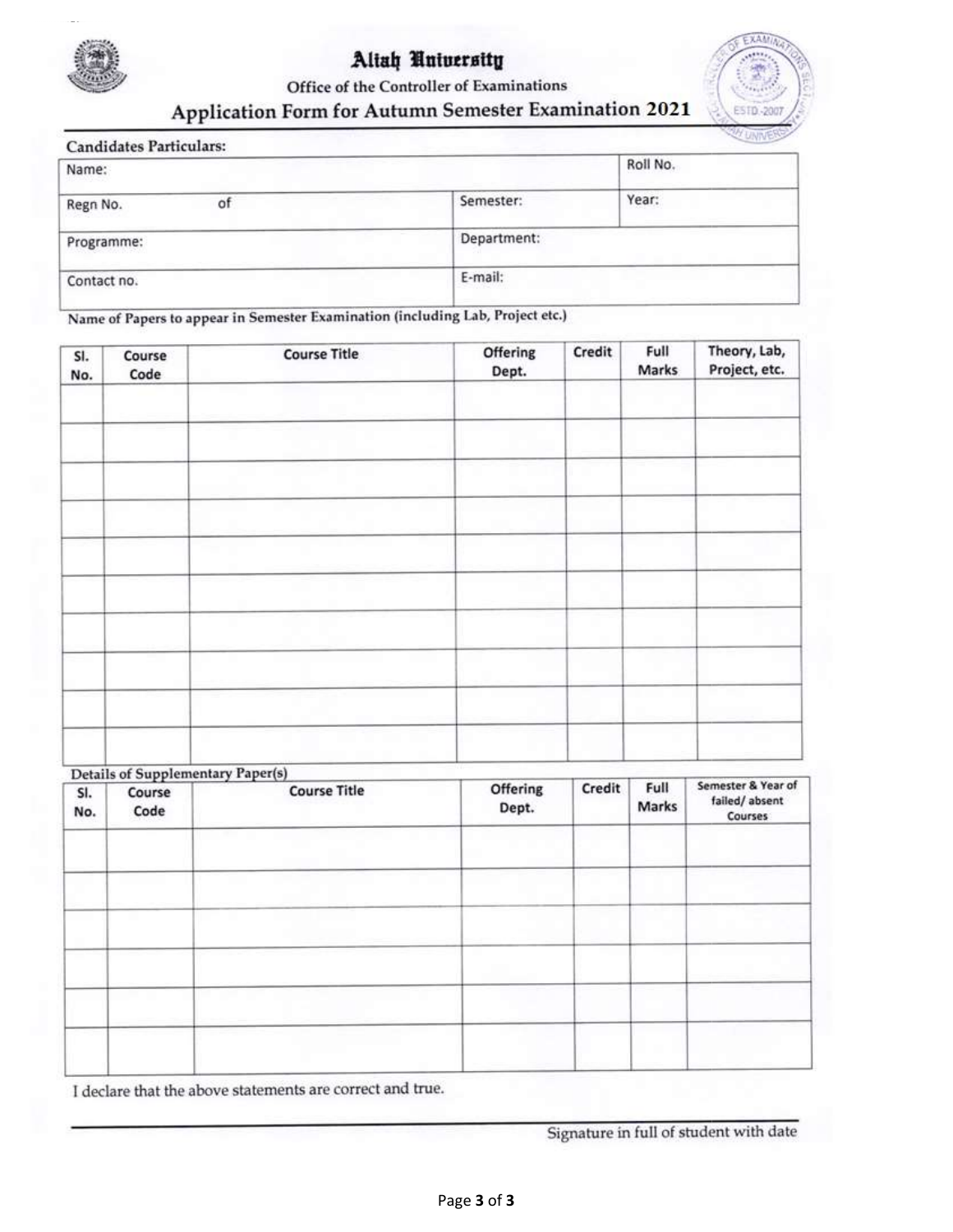# Aliah University

Office of the Controller of Examinations

## Application Form for Autumn Semester Examination 2021

**Candidates Particulars:**

| | | | |
|---|---|---|---|
| Name: | | | Roll No. |
| Regn No. | of | Semester: | Year: |
| Programme: | | Department: | |
| Contact no. | | E-mail: | |

**Name of Papers to appear in Semester Examination (including Lab, Project etc.)**

| Sl. No. | Course Code | Course Title | Offering Dept. | Credit | Full Marks | Theory, Lab, Project, etc. |
|---|---|---|---|---|---|---|
| | | | | | | |
| | | | | | | |
| | | | | | | |
| | | | | | | |
| | | | | | | |
| | | | | | | |
| | | | | | | |
| | | | | | | |
| | | | | | | |
| | | | | | | |

**Details of Supplementary Paper(s)**

| Sl. No. | Course Code | Course Title | Offering Dept. | Credit | Full Marks | Semester & Year of failed/ absent Courses |
|---|---|---|---|---|---|---|
| | | | | | | |
| | | | | | | |
| | | | | | | |
| | | | | | | |
| | | | | | | |
| | | | | | | |

I declare that the above statements are correct and true.

Signature in full of student with date